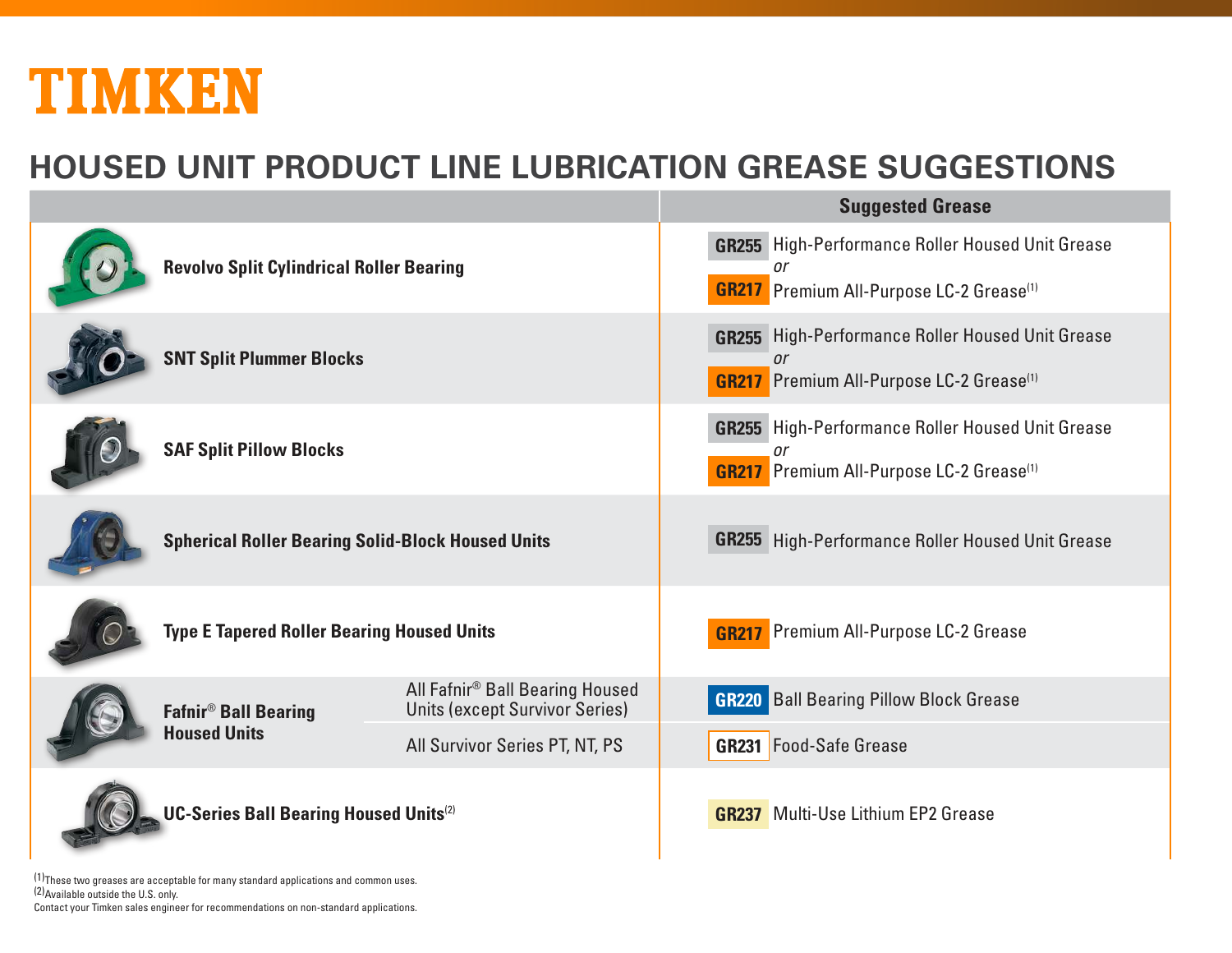TIMKEN

# HOUSED UNIT PRODUCT LINE LUBRICATION GREASE SUGGESTIONS

| Product | | Suggested Grease |
|---|---|---|
| **Revolvo Split Cylindrical Roller Bearing** | | **GR255** High-Performance Roller Housed Unit Grease *or* **GR217** Premium All-Purpose LC-2 Grease[1] |
| **SNT Split Plummer Blocks** | | **GR255** High-Performance Roller Housed Unit Grease *or* **GR217** Premium All-Purpose LC-2 Grease[1] |
| **SAF Split Pillow Blocks** | | **GR255** High-Performance Roller Housed Unit Grease *or* **GR217** Premium All-Purpose LC-2 Grease[1] |
| **Spherical Roller Bearing Solid-Block Housed Units** | | **GR255** High-Performance Roller Housed Unit Grease |
| **Type E Tapered Roller Bearing Housed Units** | | **GR217** Premium All-Purpose LC-2 Grease |
| **Fafnir® Ball Bearing Housed Units** | All Fafnir® Ball Bearing Housed Units (except Survivor Series) | **GR220** Ball Bearing Pillow Block Grease |
| | All Survivor Series PT, NT, PS | **GR231** Food-Safe Grease |
| **UC-Series Ball Bearing Housed Units**[2] | | **GR237** Multi-Use Lithium EP2 Grease |

[1]These two greases are acceptable for many standard applications and common uses.
[2]Available outside the U.S. only.
Contact your Timken sales engineer for recommendations on non-standard applications.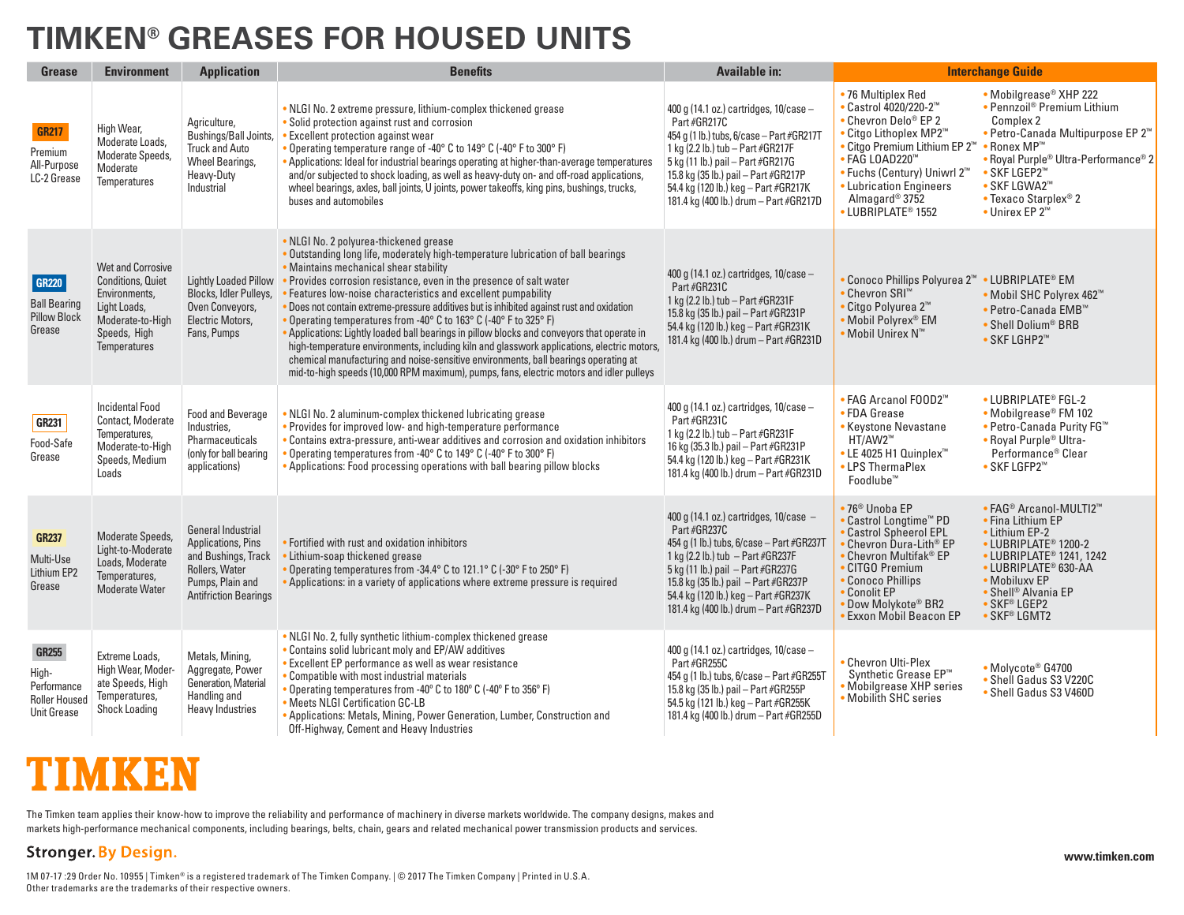# TIMKEN® GREASES FOR HOUSED UNITS

| Grease | Environment | Application | Benefits | Available in: | Interchange Guide |
|---|---|---|---|---|---|
| **GR217** Premium All-Purpose LC-2 Grease | High Wear, Moderate Loads, Moderate Speeds, Moderate Temperatures | Agriculture, Bushings/Ball Joints, Truck and Auto Wheel Bearings, Heavy-Duty Industrial | • NLGI No. 2 extreme pressure, lithium-complex thickened grease<br>• Solid protection against rust and corrosion<br>• Excellent protection against wear<br>• Operating temperature range of -40° C to 149° C (-40° F to 300° F)<br>• Applications: Ideal for industrial bearings operating at higher-than-average temperatures and/or subjected to shock loading, as well as heavy-duty on- and off-road applications, wheel bearings, axles, ball joints, U joints, power takeoffs, king pins, bushings, trucks, buses and automobiles | 400 g (14.1 oz.) cartridges, 10/case – Part #GR217C<br>454 g (1 lb.) tubs, 6/case – Part #GR217T<br>1 kg (2.2 lb.) tub – Part #GR217F<br>5 kg (11 lb.) pail – Part #GR217G<br>15.8 kg (35 lb.) pail – Part #GR217P<br>54.4 kg (120 lb.) keg – Part #GR217K<br>181.4 kg (400 lb.) drum – Part #GR217D | • 76 Multiplex Red<br>• Castrol 4020/220-2™<br>• Chevron Delo® EP 2<br>• Citgo Lithoplex MP2™<br>• Citgo Premium Lithium EP 2™<br>• FAG LOAD220™<br>• Fuchs (Century) Uniwrl 2™<br>• Lubrication Engineers Almagard® 3752<br>• LUBRIPLATE® 1552<br>• Mobilgrease® XHP 222<br>• Pennzoil® Premium Lithium Complex 2<br>• Petro-Canada Multipurpose EP 2™<br>• Ronex MP™<br>• Royal Purple® Ultra-Performance® 2<br>• SKF LGEP2™<br>• SKF LGWA2™<br>• Texaco Starplex® 2<br>• Unirex EP 2™ |
| **GR220** Ball Bearing Pillow Block Grease | Wet and Corrosive Conditions, Quiet Environments, Light Loads, Moderate-to-High Speeds, High Temperatures | Lightly Loaded Pillow Blocks, Idler Pulleys, Oven Conveyors, Electric Motors, Fans, Pumps | • NLGI No. 2 polyurea-thickened grease<br>• Outstanding long life, moderately high-temperature lubrication of ball bearings<br>• Maintains mechanical shear stability<br>• Provides corrosion resistance, even in the presence of salt water<br>• Features low-noise characteristics and excellent pumpability<br>• Does not contain extreme-pressure additives but is inhibited against rust and oxidation<br>• Operating temperatures from -40° C to 163° C (-40° F to 325° F)<br>• Applications: Lightly loaded ball bearings in pillow blocks and conveyors that operate in high-temperature environments, including kiln and glasswork applications, electric motors, chemical manufacturing and noise-sensitive environments, ball bearings operating at mid-to-high speeds (10,000 RPM maximum), pumps, fans, electric motors and idler pulleys | 400 g (14.1 oz.) cartridges, 10/case – Part #GR231C<br>1 kg (2.2 lb.) tub – Part #GR231F<br>15.8 kg (35 lb.) pail – Part #GR231P<br>54.4 kg (120 lb.) keg – Part #GR231K<br>181.4 kg (400 lb.) drum – Part #GR231D | • Conoco Phillips Polyurea 2™<br>• Chevron SRI™<br>• Citgo Polyurea 2™<br>• Mobil Polyrex® EM<br>• Mobil Unirex N™<br>• LUBRIPLATE® EM<br>• Mobil SHC Polyrex 462™<br>• Petro-Canada EMB™<br>• Shell Dolium® BRB<br>• SKF LGHP2™ |
| **GR231** Food-Safe Grease | Incidental Food Contact, Moderate Temperatures, Moderate-to-High Speeds, Medium Loads | Food and Beverage Industries, Pharmaceuticals (only for ball bearing applications) | • NLGI No. 2 aluminum-complex thickened lubricating grease<br>• Provides for improved low- and high-temperature performance<br>• Contains extra-pressure, anti-wear additives and corrosion and oxidation inhibitors<br>• Operating temperatures from -40° C to 149° C (-40° F to 300° F)<br>• Applications: Food processing operations with ball bearing pillow blocks | 400 g (14.1 oz.) cartridges, 10/case – Part #GR231C<br>1 kg (2.2 lb.) tub – Part #GR231F<br>16 kg (35.3 lb.) pail – Part #GR231P<br>54.4 kg (120 lb.) keg – Part #GR231K<br>181.4 kg (400 lb.) drum – Part #GR231D | • FAG Arcanol FOOD2™<br>• FDA Grease<br>• Keystone Nevastane HT/AW2™<br>• LE 4025 H1 Quinplex™<br>• LPS ThermaPlex Foodlube™<br>• LUBRIPLATE® FGL-2<br>• Mobilgrease® FM 102<br>• Petro-Canada Purity FG™<br>• Royal Purple® Ultra-Performance® Clear<br>• SKF LGFP2™ |
| **GR237** Multi-Use Lithium EP2 Grease | Moderate Speeds, Light-to-Moderate Loads, Moderate Temperatures, Moderate Water | General Industrial Applications, Pins and Bushings, Track Rollers, Water Pumps, Plain and Antifriction Bearings | • Fortified with rust and oxidation inhibitors<br>• Lithium-soap thickened grease<br>• Operating temperatures from -34.4° C to 121.1° C (-30° F to 250° F)<br>• Applications: in a variety of applications where extreme pressure is required | 400 g (14.1 oz.) cartridges, 10/case – Part #GR237C<br>454 g (1 lb.) tubs, 6/case – Part #GR237T<br>1 kg (2.2 lb.) tub – Part #GR237F<br>5 kg (11 lb.) pail – Part #GR237G<br>15.8 kg (35 lb.) pail – Part #GR237P<br>54.4 kg (120 lb.) keg – Part #GR237K<br>181.4 kg (400 lb.) drum – Part #GR237D | • 76® Unoba EP<br>• Castrol Longtime™ PD<br>• Castrol Spheerol EPL<br>• Chevron Dura-Lith® EP<br>• Chevron Multifak® EP<br>• CITGO Premium<br>• Conoco Phillips<br>• Conolit EP<br>• Dow Molykote® BR2<br>• Exxon Mobil Beacon EP<br>• FAG® Arcanol-MULTI2™<br>• Fina Lithium EP<br>• Lithium EP-2<br>• LUBRIPLATE® 1200-2<br>• LUBRIPLATE® 1241, 1242<br>• LUBRIPLATE® 630-AA<br>• Mobiluxv EP<br>• Shell® Alvania EP<br>• SKF® LGEP2<br>• SKF® LGMT2 |
| **GR255** High-Performance Roller Housed Unit Grease | Extreme Loads, High Wear, Moderate Speeds, High Temperatures, Shock Loading | Metals, Mining, Aggregate, Power Generation, Material Handling and Heavy Industries | • NLGI No. 2, fully synthetic lithium-complex thickened grease<br>• Contains solid lubricant moly and EP/AW additives<br>• Excellent EP performance as well as wear resistance<br>• Compatible with most industrial materials<br>• Operating temperatures from -40° C to 180° C (-40° F to 356° F)<br>• Meets NLGI Certification GC-LB<br>• Applications: Metals, Mining, Power Generation, Lumber, Construction and Off-Highway, Cement and Heavy Industries | 400 g (14.1 oz.) cartridges, 10/case – Part #GR255C<br>454 g (1 lb.) tubs, 6/case – Part #GR255T<br>15.8 kg (35 lb.) pail – Part #GR255P<br>54.5 kg (121 lb.) keg – Part #GR255K<br>181.4 kg (400 lb.) drum – Part #GR255D | • Chevron Ulti-Plex Synthetic Grease EP™<br>• Mobilgrease XHP series<br>• Mobilith SHC series<br>• Molycote® G4700<br>• Shell Gadus S3 V220C<br>• Shell Gadus S3 V460D |

TIMKEN

The Timken team applies their know-how to improve the reliability and performance of machinery in diverse markets worldwide. The company designs, makes and markets high-performance mechanical components, including bearings, belts, chain, gears and related mechanical power transmission products and services.

**Stronger. By Design.**

www.timken.com

1M 07-17 :29 Order No. 10955 | Timken® is a registered trademark of The Timken Company. | © 2017 The Timken Company | Printed in U.S.A.
Other trademarks are the trademarks of their respective owners.